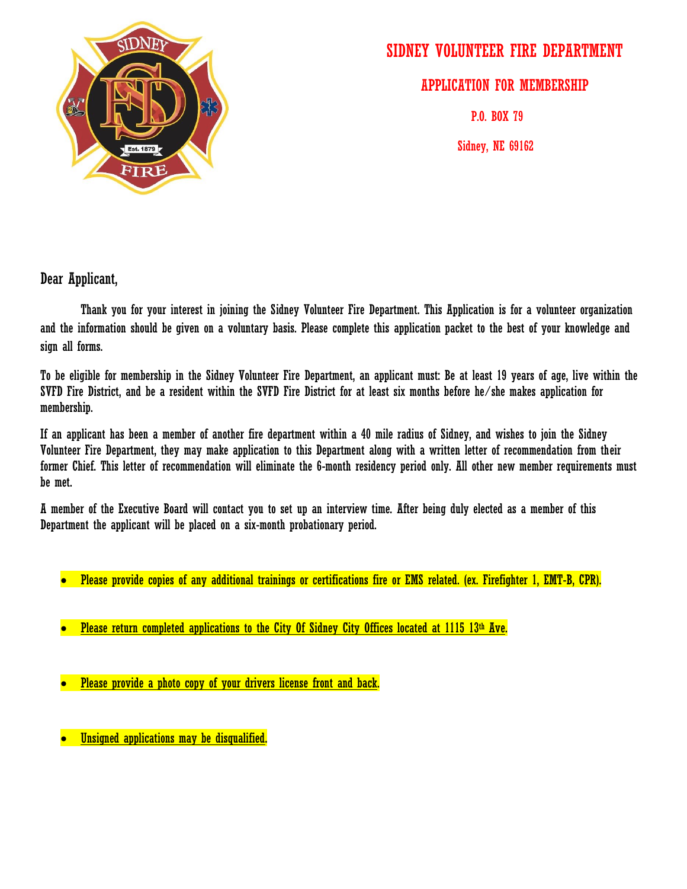# SIDNEY VOLUNTEER FIRE DEPARTMENT

## APPLICATION FOR MEMBERSHIP

P.O. BOX 79

Sidney, NE 69162

Dear Applicant,

Thank you for your interest in joining the Sidney Volunteer Fire Department. This Application is for a volunteer organization and the information should be given on a voluntary basis. Please complete this application packet to the best of your knowledge and sign all forms.

To be eligible for membership in the Sidney Volunteer Fire Department, an applicant must: Be at least 19 years of age, live within the SVFD Fire District, and be a resident within the SVFD Fire District for at least six months before he/she makes application for membership.

If an applicant has been a member of another fire department within a 40 mile radius of Sidney, and wishes to join the Sidney Volunteer Fire Department, they may make application to this Department along with a written letter of recommendation from their former Chief. This letter of recommendation will eliminate the 6-month residency period only. All other new member requirements must be met.

A member of the Executive Board will contact you to set up an interview time. After being duly elected as a member of this Department the applicant will be placed on a six-month probationary period.

- Please provide copies of any additional trainings or certifications fire or EMS related. (ex. Firefighter 1, EMT-B, CPR).
- Please return completed applications to the City Of Sidney City Offices located at 1115 13th Ave.
- Please provide a photo copy of your drivers license front and back.
- Unsigned applications may be disqualified.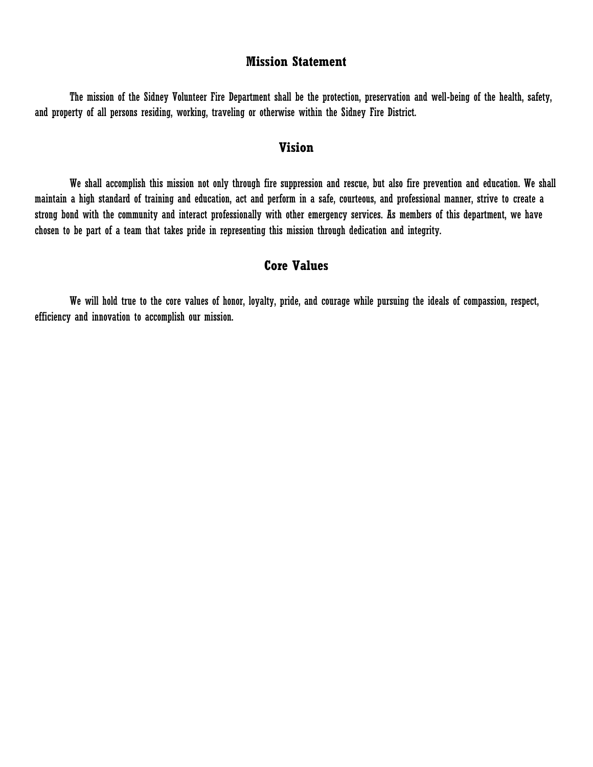## Mission Statement

The mission of the Sidney Volunteer Fire Department shall be the protection, preservation and well-being of the health, safety, and property of all persons residing, working, traveling or otherwise within the Sidney Fire District.

## Vision

We shall accomplish this mission not only through fire suppression and rescue, but also fire prevention and education. We shall maintain a high standard of training and education, act and perform in a safe, courteous, and professional manner, strive to create a strong bond with the community and interact professionally with other emergency services. As members of this department, we have chosen to be part of a team that takes pride in representing this mission through dedication and integrity.

## Core Values

We will hold true to the core values of honor, loyalty, pride, and courage while pursuing the ideals of compassion, respect, efficiency and innovation to accomplish our mission.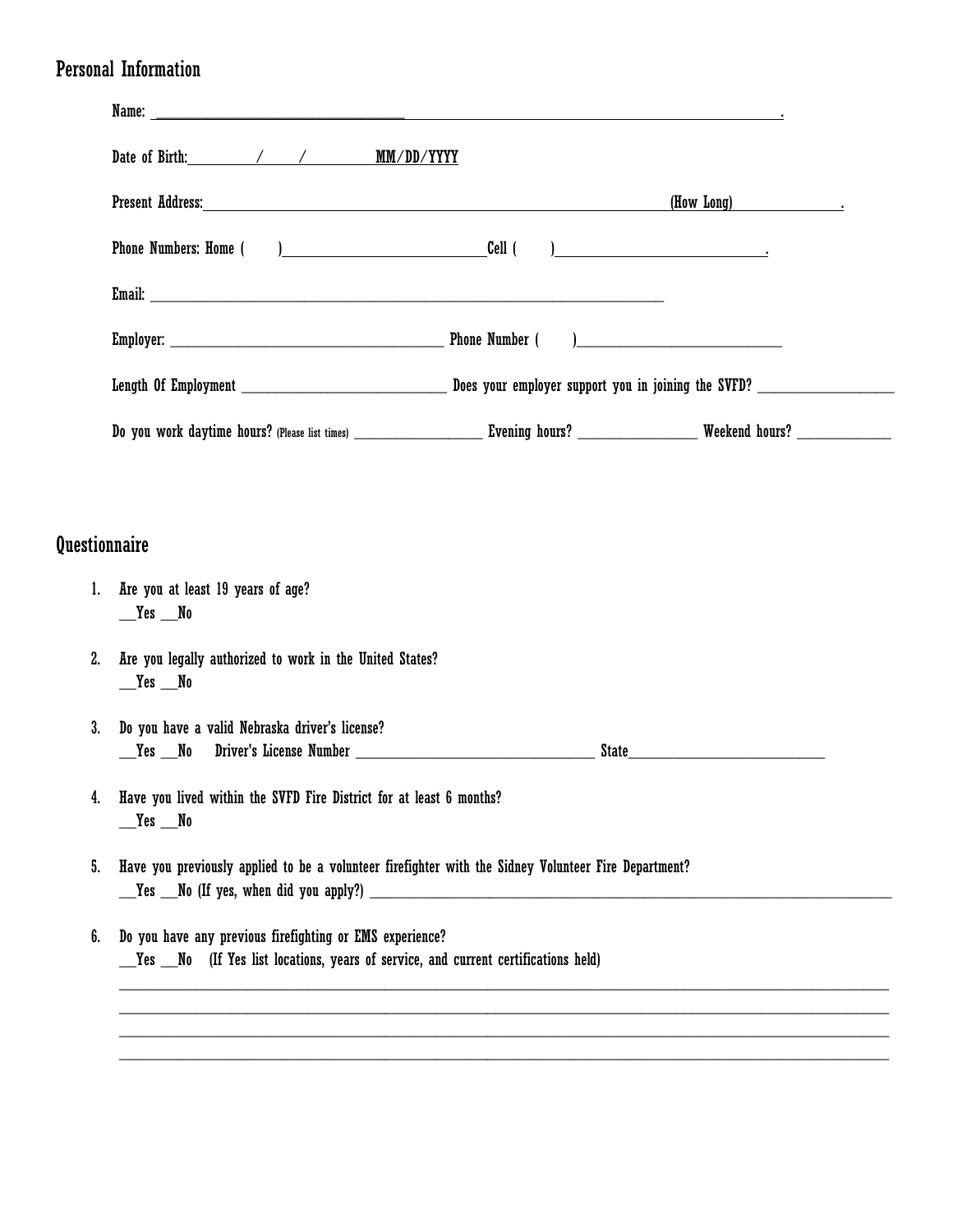## Personal Information

Name: ______________________________________________________________________________.

Date of Birth: ____/____/________ MM/DD/YYYY

Present Address: ____________________________________________________ (How Long) ____________.

Phone Numbers: Home ( ) ______________________ Cell ( ) ______________________.

Email: ____________________________________________________________

Employer: ______________________________ Phone Number ( ) ______________________

Length Of Employment ______________________ Does your employer support you in joining the SVFD? ________________

Do you work daytime hours? (Please list times) ________________ Evening hours? ______________ Weekend hours? ___________

## Questionnaire

1. Are you at least 19 years of age?
   __Yes __No

2. Are you legally authorized to work in the United States?
   __Yes __No

3. Do you have a valid Nebraska driver's license?
   __Yes __No Driver's License Number ______________________________ State________________________

4. Have you lived within the SVFD Fire District for at least 6 months?
   __Yes __No

5. Have you previously applied to be a volunteer firefighter with the Sidney Volunteer Fire Department?
   __Yes __No (If yes, when did you apply?) ____________________________________________________________

6. Do you have any previous firefighting or EMS experience?
   __Yes __No (If Yes list locations, years of service, and current certifications held)

   ______________________________________________________________________________
   ______________________________________________________________________________
   ______________________________________________________________________________
   ______________________________________________________________________________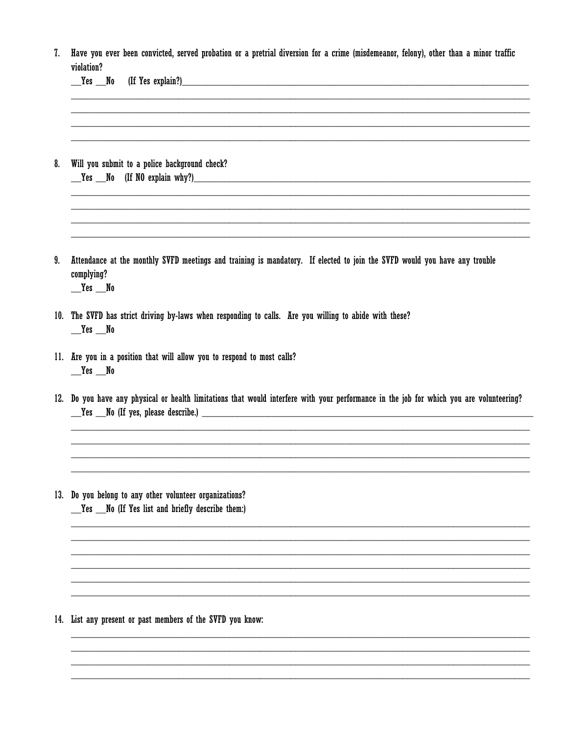7. Have you ever been convicted, served probation or a pretrial diversion for a crime (misdemeanor, felony), other than a minor traffic violation?

   __Yes __No (If Yes explain?)______________________________________________
   ________________________________________________________________________
   ________________________________________________________________________
   ________________________________________________________________________
   ________________________________________________________________________

8. Will you submit to a police background check?

   __Yes __No (If NO explain why?)______________________________________________
   ________________________________________________________________________
   ________________________________________________________________________
   ________________________________________________________________________
   ________________________________________________________________________

9. Attendance at the monthly SVFD meetings and training is mandatory. If elected to join the SVFD would you have any trouble complying?

   __Yes __No

10. The SVFD has strict driving by-laws when responding to calls. Are you willing to abide with these?

    __Yes __No

11. Are you in a position that will allow you to respond to most calls?

    __Yes __No

12. Do you have any physical or health limitations that would interfere with your performance in the job for which you are volunteering?

    __Yes __No (If yes, please describe.) ______________________________________________
    ________________________________________________________________________
    ________________________________________________________________________
    ________________________________________________________________________
    ________________________________________________________________________

13. Do you belong to any other volunteer organizations?

    __Yes __No (If Yes list and briefly describe them:)
    ________________________________________________________________________
    ________________________________________________________________________
    ________________________________________________________________________
    ________________________________________________________________________
    ________________________________________________________________________
    ________________________________________________________________________

14. List any present or past members of the SVFD you know:

    ________________________________________________________________________
    ________________________________________________________________________
    ________________________________________________________________________
    ________________________________________________________________________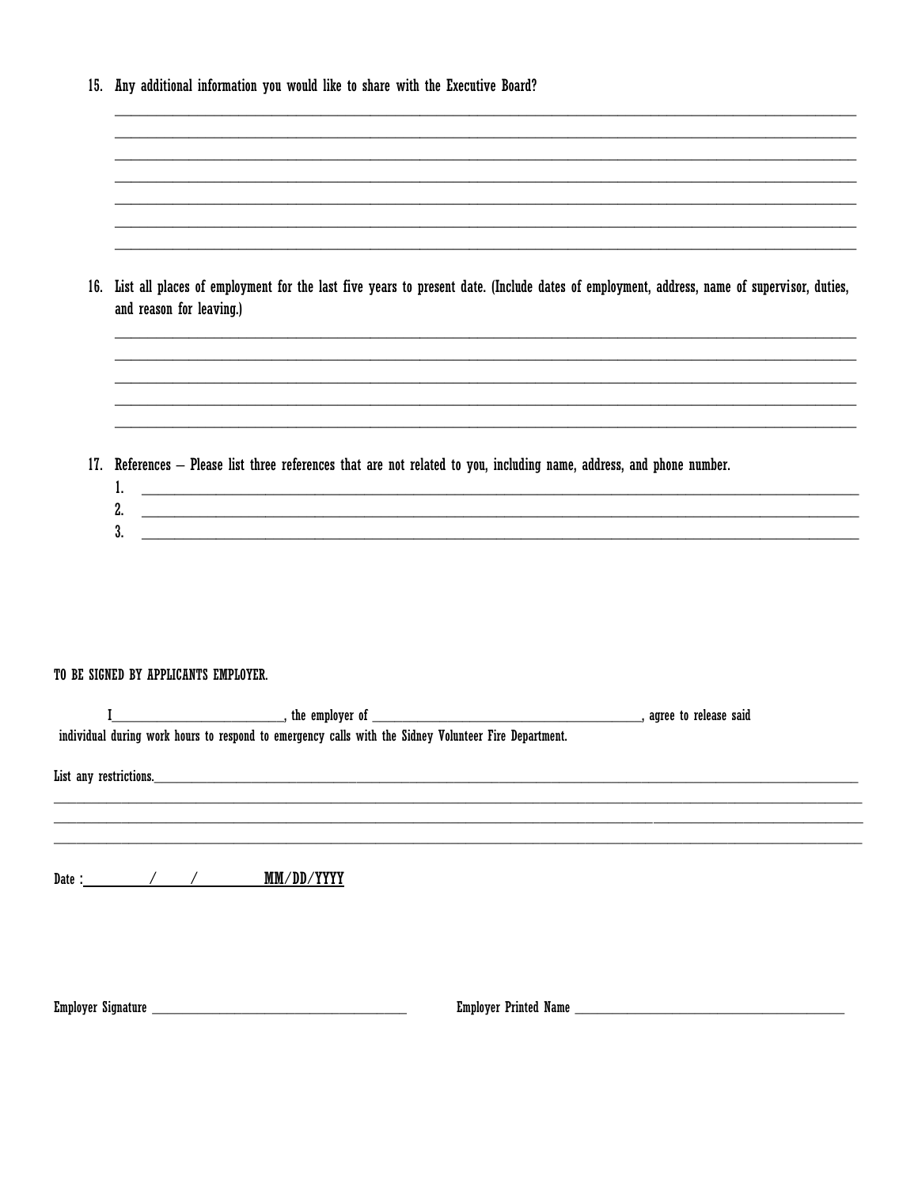15. Any additional information you would like to share with the Executive Board?

_______________________________________________________________________________
_______________________________________________________________________________
_______________________________________________________________________________
_______________________________________________________________________________
_______________________________________________________________________________
_______________________________________________________________________________
_______________________________________________________________________________

16. List all places of employment for the last five years to present date. (Include dates of employment, address, name of supervisor, duties, and reason for leaving.)

_______________________________________________________________________________
_______________________________________________________________________________
_______________________________________________________________________________
_______________________________________________________________________________
_______________________________________________________________________________

17. References – Please list three references that are not related to you, including name, address, and phone number.
    1. _______________________________________________________________________________
    2. _______________________________________________________________________________
    3. _______________________________________________________________________________

TO BE SIGNED BY APPLICANTS EMPLOYER.

I____________________________, the employer of _____________________________________________, agree to release said individual during work hours to respond to emergency calls with the Sidney Volunteer Fire Department.

List any restrictions.__________________________________________________________________________
_______________________________________________________________________________
_______________________________________________________________________________
_______________________________________________________________________________

Date :_________/_____/_________ MM/DD/YYYY

Employer Signature ___________________________________________ Employer Printed Name _____________________________________________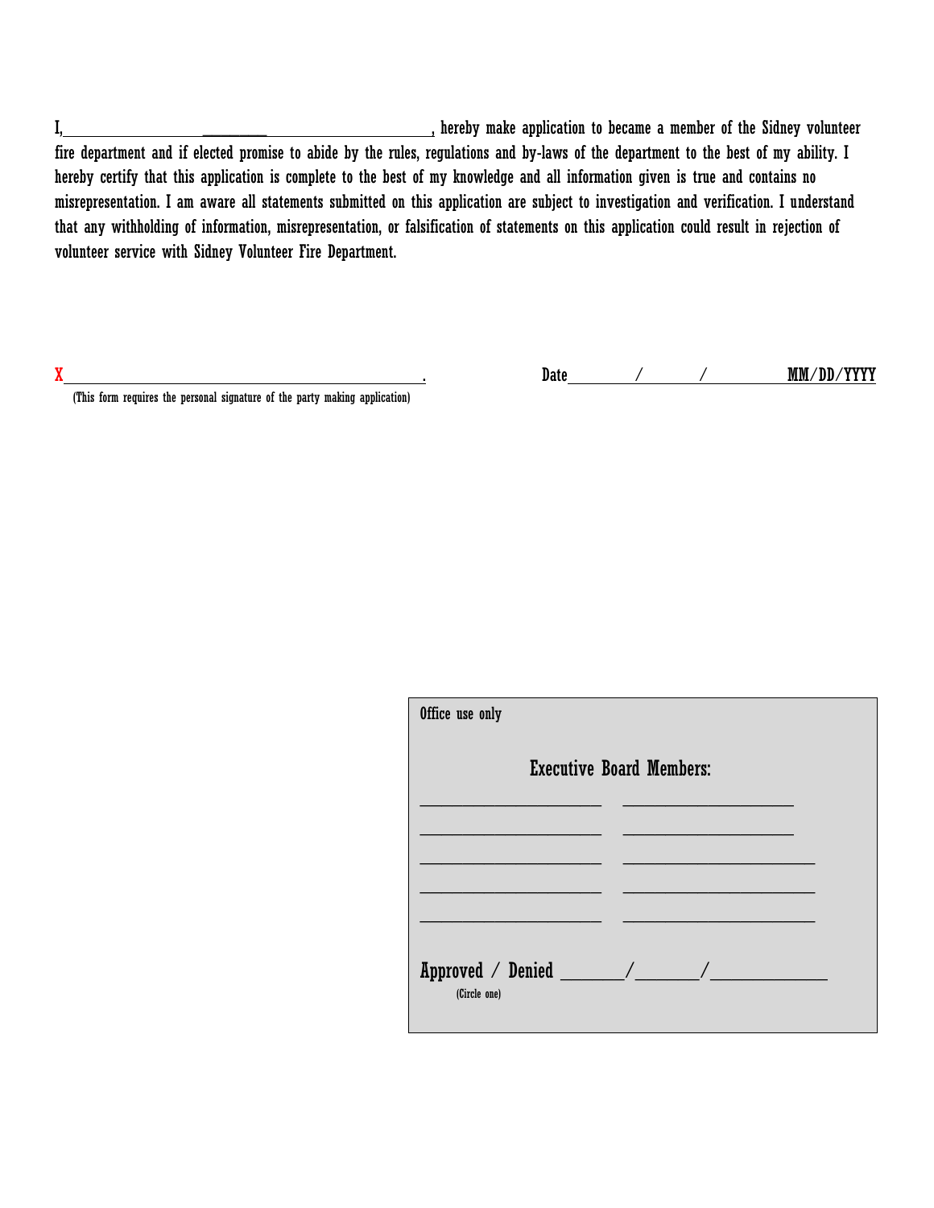I, ____________________ ____________ ____________________, hereby make application to became a member of the Sidney volunteer fire department and if elected promise to abide by the rules, regulations and by-laws of the department to the best of my ability. I hereby certify that this application is complete to the best of my knowledge and all information given is true and contains no misrepresentation. I am aware all statements submitted on this application are subject to investigation and verification. I understand that any withholding of information, misrepresentation, or falsification of statements on this application could result in rejection of volunteer service with Sidney Volunteer Fire Department.

X______________________________________________.  Date________/________/____________ MM/DD/YYYY

(This form requires the personal signature of the party making application)

Office use only

**Executive Board Members:**

______________________ ______________________

______________________ ______________________

______________________ ______________________

______________________ ______________________

______________________ ______________________

**Approved / Denied** ________/________/______________

(Circle one)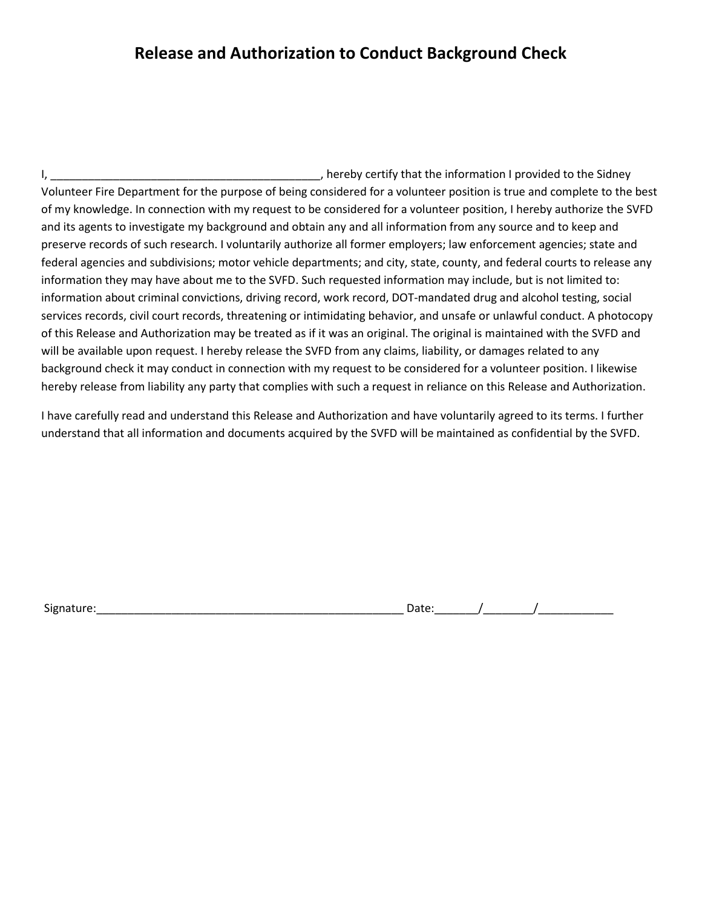# Release and Authorization to Conduct Background Check

I, ___________________________________________, hereby certify that the information I provided to the Sidney Volunteer Fire Department for the purpose of being considered for a volunteer position is true and complete to the best of my knowledge. In connection with my request to be considered for a volunteer position, I hereby authorize the SVFD and its agents to investigate my background and obtain any and all information from any source and to keep and preserve records of such research. I voluntarily authorize all former employers; law enforcement agencies; state and federal agencies and subdivisions; motor vehicle departments; and city, state, county, and federal courts to release any information they may have about me to the SVFD. Such requested information may include, but is not limited to: information about criminal convictions, driving record, work record, DOT-mandated drug and alcohol testing, social services records, civil court records, threatening or intimidating behavior, and unsafe or unlawful conduct. A photocopy of this Release and Authorization may be treated as if it was an original. The original is maintained with the SVFD and will be available upon request. I hereby release the SVFD from any claims, liability, or damages related to any background check it may conduct in connection with my request to be considered for a volunteer position. I likewise hereby release from liability any party that complies with such a request in reliance on this Release and Authorization.

I have carefully read and understand this Release and Authorization and have voluntarily agreed to its terms. I further understand that all information and documents acquired by the SVFD will be maintained as confidential by the SVFD.

Signature:__________________________________________________ Date:_______/________/____________